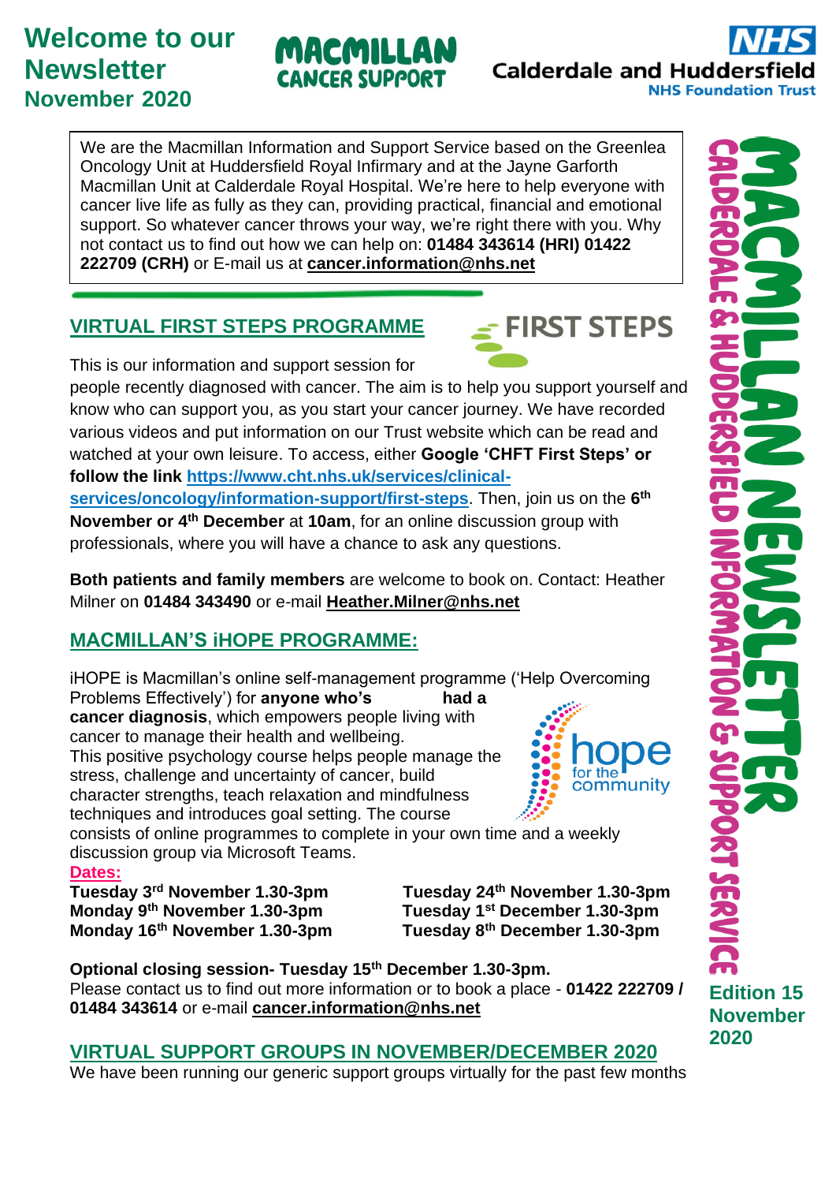# Welcome to our Newsletter November 2020

MACMILLAN CANCER SUPPORT

NHS Calderdale and Huddersfield NHS Foundation Trust

We are the Macmillan Information and Support Service based on the Greenlea Oncology Unit at Huddersfield Royal Infirmary and at the Jayne Garforth Macmillan Unit at Calderdale Royal Hospital. We're here to help everyone with cancer live life as fully as they can, providing practical, financial and emotional support. So whatever cancer throws your way, we're right there with you. Why not contact us to find out how we can help on: **01484 343614 (HRI) 01422 222709 (CRH)** or E-mail us at **cancer.information@nhs.net**

## VIRTUAL FIRST STEPS PROGRAMME

FIRST STEPS

This is our information and support session for people recently diagnosed with cancer. The aim is to help you support yourself and know who can support you, as you start your cancer journey. We have recorded various videos and put information on our Trust website which can be read and watched at your own leisure. To access, either **Google 'CHFT First Steps' or follow the link** https://www.cht.nhs.uk/services/clinical-services/oncology/information-support/first-steps. Then, join us on the **6th November or 4th December** at **10am**, for an online discussion group with professionals, where you will have a chance to ask any questions.

**Both patients and family members** are welcome to book on. Contact: Heather Milner on **01484 343490** or e-mail **Heather.Milner@nhs.net**

## MACMILLAN'S iHOPE PROGRAMME:

iHOPE is Macmillan's online self-management programme ('Help Overcoming Problems Effectively') for **anyone who's had a cancer diagnosis**, which empowers people living with cancer to manage their health and wellbeing. This positive psychology course helps people manage the stress, challenge and uncertainty of cancer, build character strengths, teach relaxation and mindfulness techniques and introduces goal setting. The course consists of online programmes to complete in your own time and a weekly discussion group via Microsoft Teams.

hope for the community

**Dates:**

**Tuesday 3rd November 1.30-3pm**
**Monday 9th November 1.30-3pm**
**Monday 16th November 1.30-3pm**
**Tuesday 24th November 1.30-3pm**
**Tuesday 1st December 1.30-3pm**
**Tuesday 8th December 1.30-3pm**

**Optional closing session- Tuesday 15th December 1.30-3pm.**
Please contact us to find out more information or to book a place - **01422 222709 / 01484 343614** or e-mail **cancer.information@nhs.net**

## VIRTUAL SUPPORT GROUPS IN NOVEMBER/DECEMBER 2020

We have been running our generic support groups virtually for the past few months

MACMILLAN NEWSLETTER
CALDERDALE & HUDDERSFIELD INFORMATION & SUPPORT SERVICE

**Edition 15 November 2020**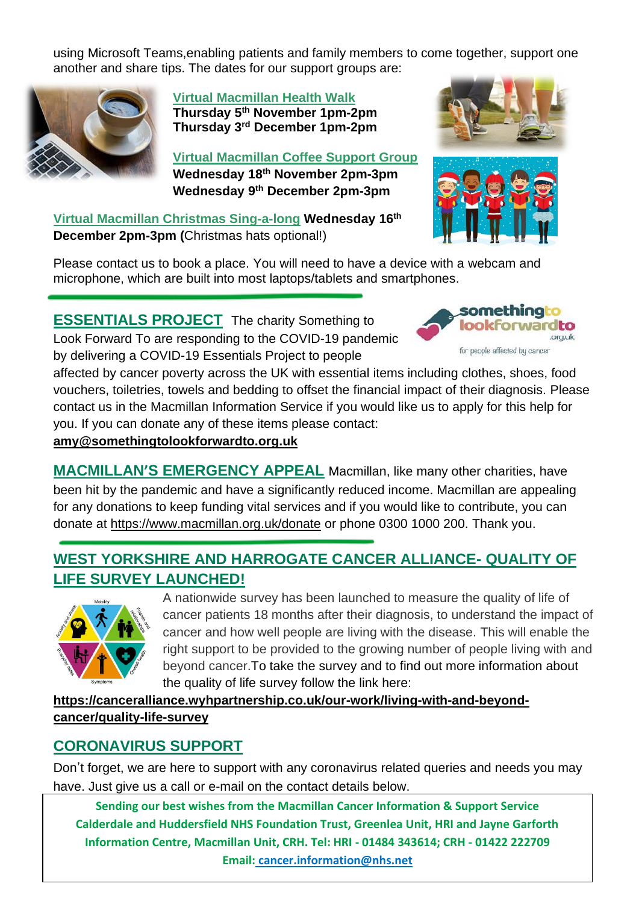using Microsoft Teams,enabling patients and family members to come together, support one another and share tips. The dates for our support groups are:

**Virtual Macmillan Health Walk**
**Thursday 5th November 1pm-2pm**
**Thursday 3rd December 1pm-2pm**

**Virtual Macmillan Coffee Support Group**
**Wednesday 18th November 2pm-3pm**
**Wednesday 9th December 2pm-3pm**

**Virtual Macmillan Christmas Sing-a-long** **Wednesday 16th December 2pm-3pm (**Christmas hats optional!)

Please contact us to book a place. You will need to have a device with a webcam and microphone, which are built into most laptops/tablets and smartphones.

## ESSENTIALS PROJECT

The charity Something to Look Forward To are responding to the COVID-19 pandemic by delivering a COVID-19 Essentials Project to people affected by cancer poverty across the UK with essential items including clothes, shoes, food vouchers, toiletries, towels and bedding to offset the financial impact of their diagnosis. Please contact us in the Macmillan Information Service if you would like us to apply for this help for you. If you can donate any of these items please contact:
**amy@somethingtolookforwardto.org.uk**

## MACMILLAN'S EMERGENCY APPEAL

Macmillan, like many other charities, have been hit by the pandemic and have a significantly reduced income. Macmillan are appealing for any donations to keep funding vital services and if you would like to contribute, you can donate at https://www.macmillan.org.uk/donate or phone 0300 1000 200. Thank you.

## WEST YORKSHIRE AND HARROGATE CANCER ALLIANCE- QUALITY OF LIFE SURVEY LAUNCHED!

A nationwide survey has been launched to measure the quality of life of cancer patients 18 months after their diagnosis, to understand the impact of cancer and how well people are living with the disease. This will enable the right support to be provided to the growing number of people living with and beyond cancer.To take the survey and to find out more information about the quality of life survey follow the link here:
**https://canceralliance.wyhpartnership.co.uk/our-work/living-with-and-beyond-cancer/quality-life-survey**

## CORONAVIRUS SUPPORT

Don't forget, we are here to support with any coronavirus related queries and needs you may have. Just give us a call or e-mail on the contact details below.

**Sending our best wishes from the Macmillan Cancer Information & Support Service Calderdale and Huddersfield NHS Foundation Trust, Greenlea Unit, HRI and Jayne Garforth Information Centre, Macmillan Unit, CRH. Tel: HRI - 01484 343614; CRH - 01422 222709**
**Email: cancer.information@nhs.net**